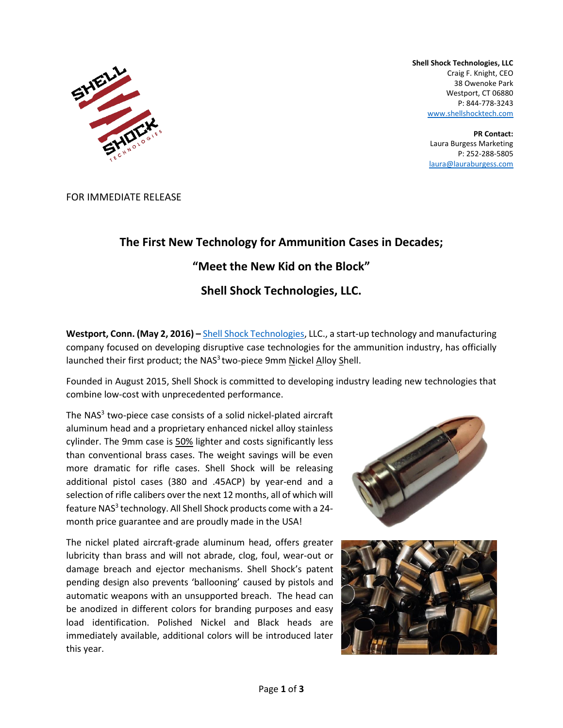**Shell Shock Technologies, LLC**
Craig F. Knight, CEO
38 Owenoke Park
Westport, CT 06880
P: 844-778-3243
www.shellshocktech.com

**PR Contact:**
Laura Burgess Marketing
P: 252-288-5805
laura@lauraburgess.com

FOR IMMEDIATE RELEASE

# The First New Technology for Ammunition Cases in Decades;

# "Meet the New Kid on the Block"

# Shell Shock Technologies, LLC.

**Westport, Conn. (May 2, 2016) –** Shell Shock Technologies, LLC., a start-up technology and manufacturing company focused on developing disruptive case technologies for the ammunition industry, has officially launched their first product; the NAS$^3$ two-piece 9mm Nickel Alloy Shell.

Founded in August 2015, Shell Shock is committed to developing industry leading new technologies that combine low-cost with unprecedented performance.

The NAS$^3$ two-piece case consists of a solid nickel-plated aircraft aluminum head and a proprietary enhanced nickel alloy stainless cylinder. The 9mm case is 50% lighter and costs significantly less than conventional brass cases. The weight savings will be even more dramatic for rifle cases. Shell Shock will be releasing additional pistol cases (380 and .45ACP) by year-end and a selection of rifle calibers over the next 12 months, all of which will feature NAS$^3$ technology. All Shell Shock products come with a 24-month price guarantee and are proudly made in the USA!

The nickel plated aircraft-grade aluminum head, offers greater lubricity than brass and will not abrade, clog, foul, wear-out or damage breach and ejector mechanisms. Shell Shock's patent pending design also prevents 'ballooning' caused by pistols and automatic weapons with an unsupported breach. The head can be anodized in different colors for branding purposes and easy load identification. Polished Nickel and Black heads are immediately available, additional colors will be introduced later this year.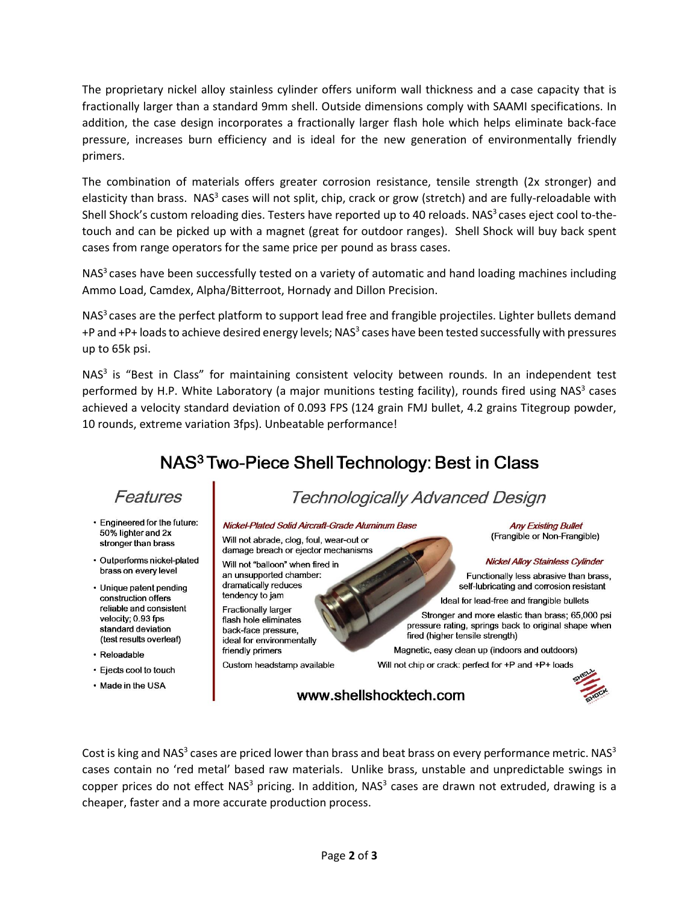The proprietary nickel alloy stainless cylinder offers uniform wall thickness and a case capacity that is fractionally larger than a standard 9mm shell. Outside dimensions comply with SAAMI specifications. In addition, the case design incorporates a fractionally larger flash hole which helps eliminate back-face pressure, increases burn efficiency and is ideal for the new generation of environmentally friendly primers.

The combination of materials offers greater corrosion resistance, tensile strength (2x stronger) and elasticity than brass. NAS$^3$ cases will not split, chip, crack or grow (stretch) and are fully-reloadable with Shell Shock's custom reloading dies. Testers have reported up to 40 reloads. NAS$^3$ cases eject cool to-the-touch and can be picked up with a magnet (great for outdoor ranges). Shell Shock will buy back spent cases from range operators for the same price per pound as brass cases.

NAS$^3$ cases have been successfully tested on a variety of automatic and hand loading machines including Ammo Load, Camdex, Alpha/Bitterroot, Hornady and Dillon Precision.

NAS$^3$ cases are the perfect platform to support lead free and frangible projectiles. Lighter bullets demand +P and +P+ loads to achieve desired energy levels; NAS$^3$ cases have been tested successfully with pressures up to 65k psi.

NAS$^3$ is "Best in Class" for maintaining consistent velocity between rounds. In an independent test performed by H.P. White Laboratory (a major munitions testing facility), rounds fired using NAS$^3$ cases achieved a velocity standard deviation of 0.093 FPS (124 grain FMJ bullet, 4.2 grains Titegroup powder, 10 rounds, extreme variation 3fps). Unbeatable performance!

## NAS$^3$ Two-Piece Shell Technology: Best in Class

### *Features*

- Engineered for the future: 50% lighter and 2x stronger than brass
- Outperforms nickel-plated brass on every level
- Unique patent pending construction offers reliable and consistent velocity; 0.93 fps standard deviation (test results overleaf)
- Reloadable
- Ejects cool to touch
- Made in the USA

### *Technologically Advanced Design*

*Nickel-Plated Solid Aircraft-Grade Aluminum Base*

Will not abrade, clog, foul, wear-out or damage breach or ejector mechanisms

Will not "balloon" when fired in an unsupported chamber: dramatically reduces tendency to jam

Fractionally larger flash hole eliminates back-face pressure, ideal for environmentally friendly primers

Custom headstamp available

*Any Existing Bullet*

(Frangible or Non-Frangible)

*Nickel Alloy Stainless Cylinder*

Functionally less abrasive than brass, self-lubricating and corrosion resistant

Ideal for lead-free and frangible bullets

Stronger and more elastic than brass; 65,000 psi pressure rating, springs back to original shape when fired (higher tensile strength)

Magnetic, easy clean up (indoors and outdoors)

Will not chip or crack: perfect for +P and +P+ loads

www.shellshocktech.com

Cost is king and NAS$^3$ cases are priced lower than brass and beat brass on every performance metric. NAS$^3$ cases contain no 'red metal' based raw materials. Unlike brass, unstable and unpredictable swings in copper prices do not effect NAS$^3$ pricing. In addition, NAS$^3$ cases are drawn not extruded, drawing is a cheaper, faster and a more accurate production process.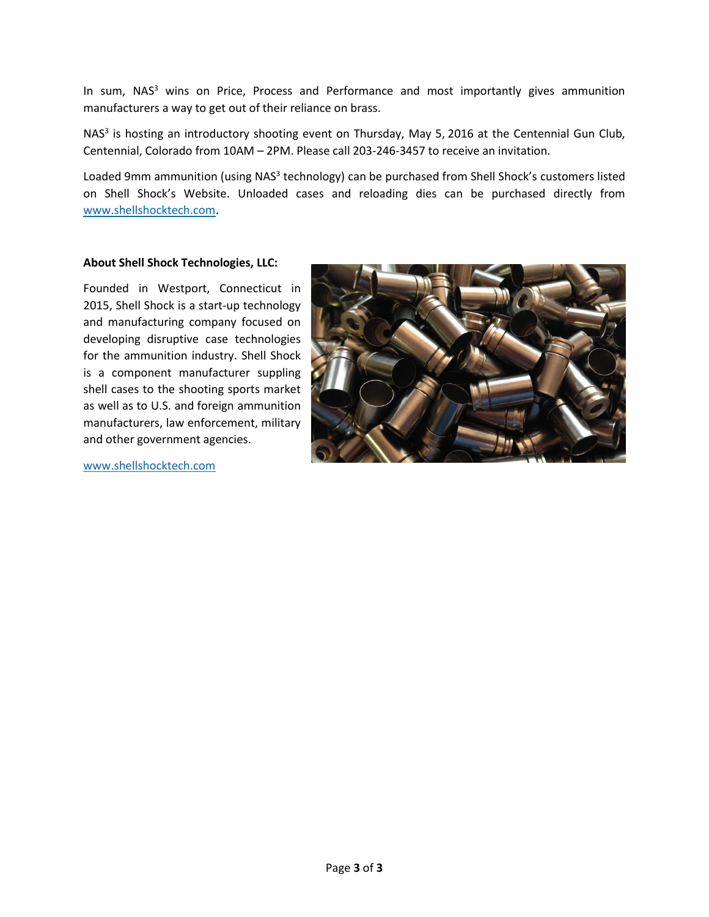In sum, NAS[3] wins on Price, Process and Performance and most importantly gives ammunition manufacturers a way to get out of their reliance on brass.

NAS[3] is hosting an introductory shooting event on Thursday, May 5, 2016 at the Centennial Gun Club, Centennial, Colorado from 10AM – 2PM. Please call 203-246-3457 to receive an invitation.

Loaded 9mm ammunition (using NAS[3] technology) can be purchased from Shell Shock's customers listed on Shell Shock's Website. Unloaded cases and reloading dies can be purchased directly from www.shellshocktech.com.

**About Shell Shock Technologies, LLC:**

Founded in Westport, Connecticut in 2015, Shell Shock is a start-up technology and manufacturing company focused on developing disruptive case technologies for the ammunition industry. Shell Shock is a component manufacturer suppling shell cases to the shooting sports market as well as to U.S. and foreign ammunition manufacturers, law enforcement, military and other government agencies.

www.shellshocktech.com